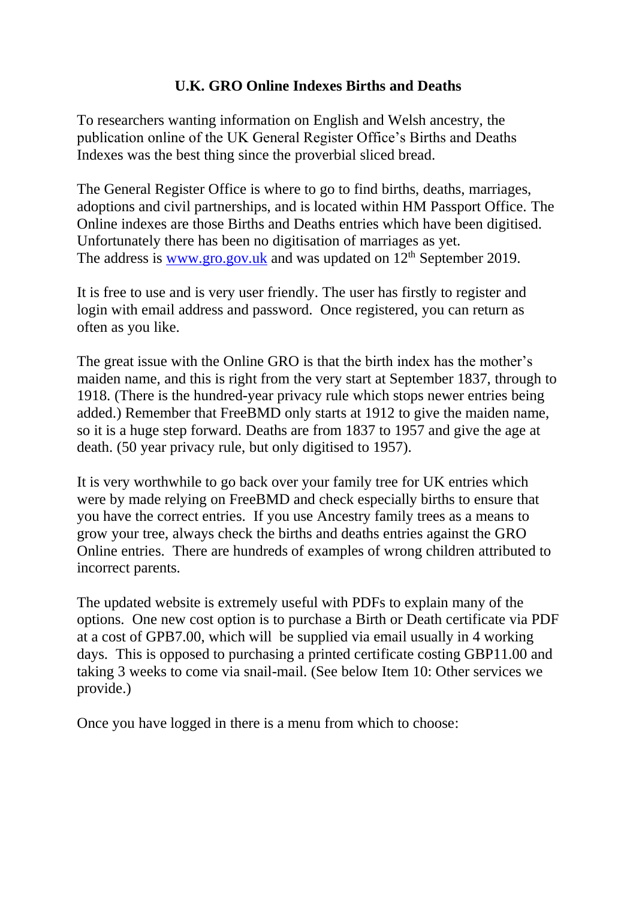# U.K. GRO Online Indexes Births and Deaths

To researchers wanting information on English and Welsh ancestry, the publication online of the UK General Register Office's Births and Deaths Indexes was the best thing since the proverbial sliced bread.

The General Register Office is where to go to find births, deaths, marriages, adoptions and civil partnerships, and is located within HM Passport Office. The Online indexes are those Births and Deaths entries which have been digitised. Unfortunately there has been no digitisation of marriages as yet. The address is [www.gro.gov.uk](http://www.gro.gov.uk) and was updated on 12th September 2019.

It is free to use and is very user friendly. The user has firstly to register and login with email address and password. Once registered, you can return as often as you like.

The great issue with the Online GRO is that the birth index has the mother's maiden name, and this is right from the very start at September 1837, through to 1918. (There is the hundred-year privacy rule which stops newer entries being added.) Remember that FreeBMD only starts at 1912 to give the maiden name, so it is a huge step forward. Deaths are from 1837 to 1957 and give the age at death. (50 year privacy rule, but only digitised to 1957).

It is very worthwhile to go back over your family tree for UK entries which were by made relying on FreeBMD and check especially births to ensure that you have the correct entries. If you use Ancestry family trees as a means to grow your tree, always check the births and deaths entries against the GRO Online entries. There are hundreds of examples of wrong children attributed to incorrect parents.

The updated website is extremely useful with PDFs to explain many of the options. One new cost option is to purchase a Birth or Death certificate via PDF at a cost of GPB7.00, which will be supplied via email usually in 4 working days. This is opposed to purchasing a printed certificate costing GBP11.00 and taking 3 weeks to come via snail-mail. (See below Item 10: Other services we provide.)

Once you have logged in there is a menu from which to choose: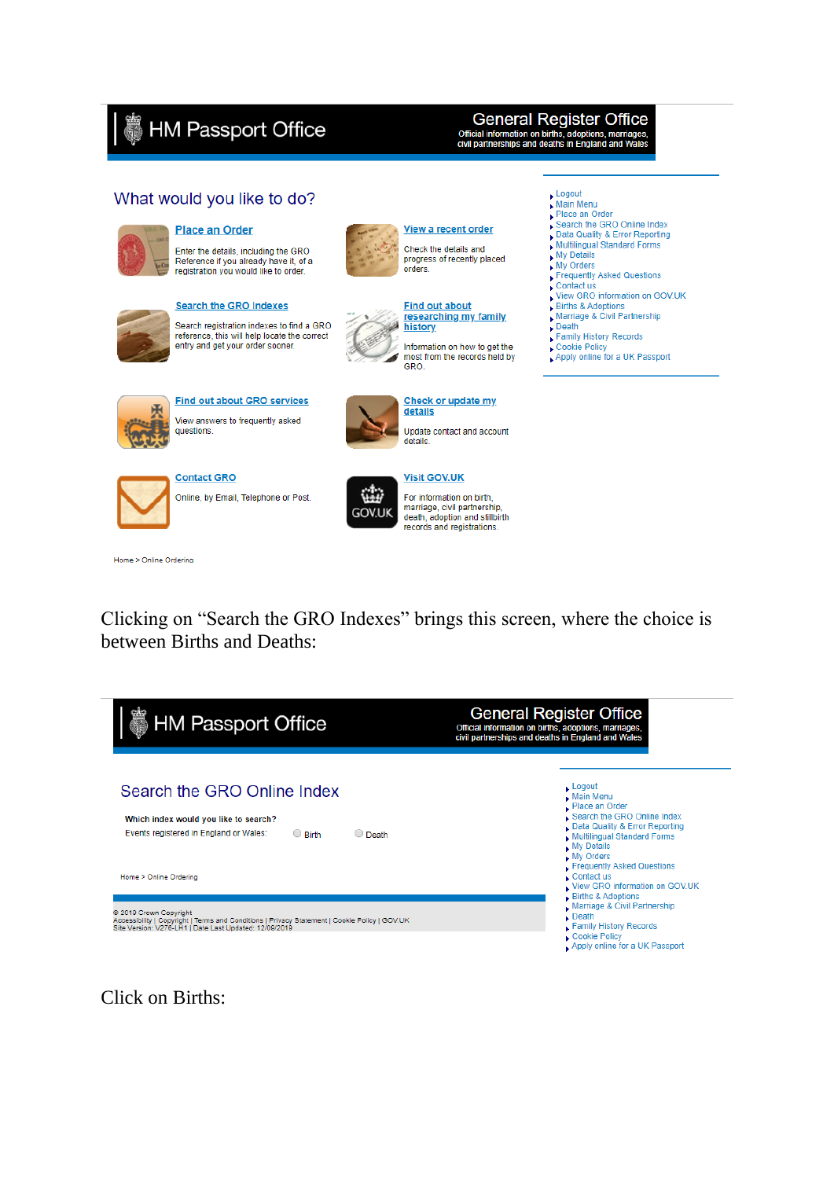HM Passport Office

General Register Office
Official information on births, adoptions, marriages, civil partnerships and deaths in England and Wales

## What would you like to do?

**Place an Order**
Enter the details, including the GRO Reference if you already have it, of a registration you would like to order.

**View a recent order**
Check the details and progress of recently placed orders.

**Search the GRO Indexes**
Search registration indexes to find a GRO reference, this will help locate the correct entry and get your order sooner.

**Find out about researching my family history**
Information on how to get the most from the records held by GRO.

**Find out about GRO services**
View answers to frequently asked questions.

**Check or update my details**
Update contact and account details.

**Contact GRO**
Online, by Email, Telephone or Post.

**Visit GOV.UK**
For information on birth, marriage, civil partnership, death, adoption and stillbirth records and registrations.

Home > Online Ordering

- Logout
- Main Menu
- Place an Order
- Search the GRO Online Index
- Data Quality & Error Reporting
- Multilingual Standard Forms
- My Details
- My Orders
- Frequently Asked Questions
- Contact us
- View GRO information on GOV.UK
- Births & Adoptions
- Marriage & Civil Partnership
- Death
- Family History Records
- Cookie Policy
- Apply online for a UK Passport

Clicking on "Search the GRO Indexes" brings this screen, where the choice is between Births and Deaths:

HM Passport Office

General Register Office
Official information on births, adoptions, marriages, civil partnerships and deaths in England and Wales

## Search the GRO Online Index

**Which index would you like to search?**
Events registered in England or Wales: ○ Birth ○ Death

Home > Online Ordering

© 2019 Crown Copyright
Accessibility | Copyright | Terms and Conditions | Privacy Statement | Cookie Policy | GOV.UK
Site Version: V276-LH1 | Date Last Updated: 12/09/2019

- Logout
- Main Menu
- Place an Order
- Search the GRO Online Index
- Data Quality & Error Reporting
- Multilingual Standard Forms
- My Details
- My Orders
- Frequently Asked Questions
- Contact us
- View GRO information on GOV.UK
- Births & Adoptions
- Marriage & Civil Partnership
- Death
- Family History Records
- Cookie Policy
- Apply online for a UK Passport

Click on Births: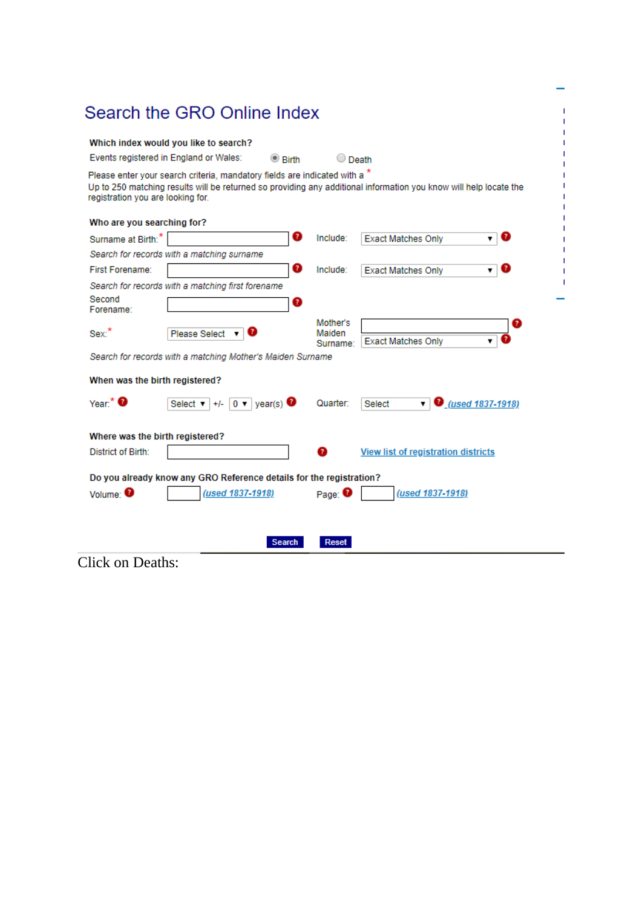# Search the GRO Online Index

**Which index would you like to search?**

Events registered in England or Wales: ◉ Birth ○ Death

Please enter your search criteria, mandatory fields are indicated with a *

Up to 250 matching results will be returned so providing any additional information you know will help locate the registration you are looking for.

**Who are you searching for?**

Surname at Birth:* [ ] Include: Exact Matches Only

*Search for records with a matching surname*

First Forename: [ ] Include: Exact Matches Only

*Search for records with a matching first forename*

Second Forename: [ ]

Sex:* Please Select

Mother's Maiden Surname: [ ] Exact Matches Only

*Search for records with a matching Mother's Maiden Surname*

**When was the birth registered?**

Year:* Select +/- 0 year(s) Quarter: Select *(used 1837-1918)*

**Where was the birth registered?**

District of Birth: [ ] View list of registration districts

**Do you already know any GRO Reference details for the registration?**

Volume: [ ] *(used 1837-1918)* Page: [ ] *(used 1837-1918)*

Search Reset

Click on Deaths: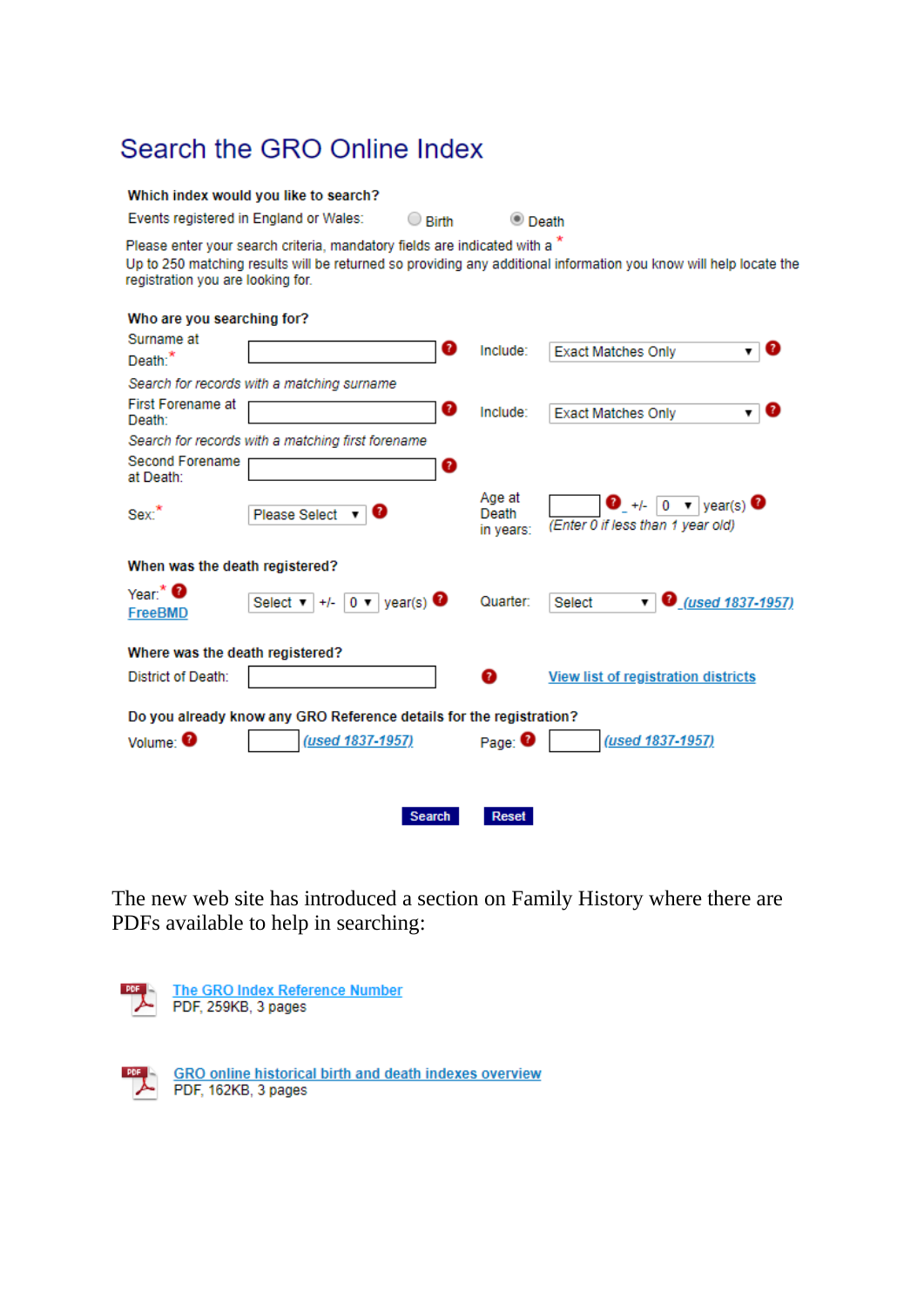## Search the GRO Online Index

**Which index would you like to search?**

Events registered in England or Wales: ○ Birth ◉ Death

Please enter your search criteria, mandatory fields are indicated with a *
Up to 250 matching results will be returned so providing any additional information you know will help locate the registration you are looking for.

**Who are you searching for?**

Surname at Death:* [ ] Include: Exact Matches Only

*Search for records with a matching surname*

First Forename at Death: [ ] Include: Exact Matches Only

*Search for records with a matching first forename*

Second Forename at Death: [ ]

Sex:* Please Select Age at Death in years: [ ] +/- 0 year(s)
*(Enter 0 if less than 1 year old)*

**When was the death registered?**

Year:* FreeBMD Select +/- 0 year(s) Quarter: Select *(used 1837-1957)*

**Where was the death registered?**

District of Death: [ ] View list of registration districts

**Do you already know any GRO Reference details for the registration?**

Volume: [ ] *(used 1837-1957)* Page: [ ] *(used 1837-1957)*

Search Reset

The new web site has introduced a section on Family History where there are PDFs available to help in searching:

The GRO Index Reference Number
PDF, 259KB, 3 pages

GRO online historical birth and death indexes overview
PDF, 162KB, 3 pages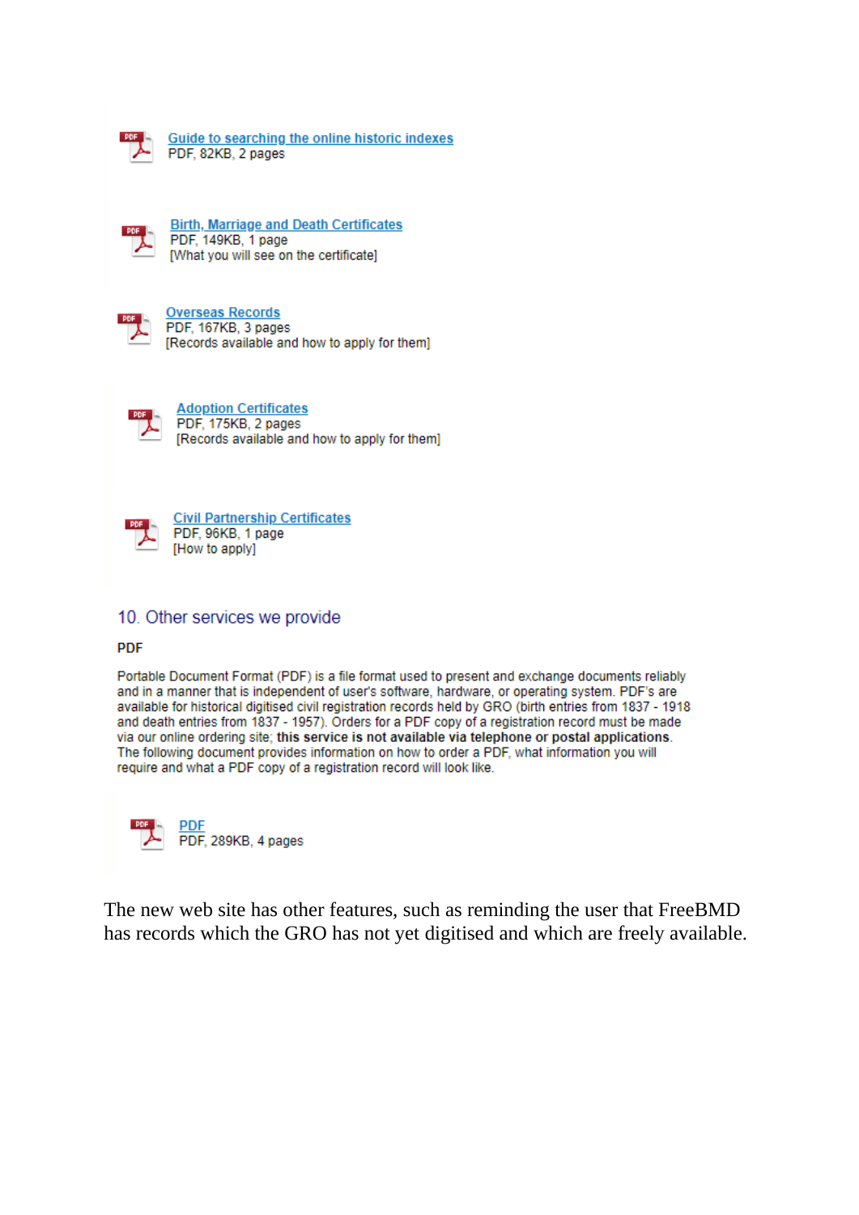Guide to searching the online historic indexes
PDF, 82KB, 2 pages

Birth, Marriage and Death Certificates
PDF, 149KB, 1 page
[What you will see on the certificate]

Overseas Records
PDF, 167KB, 3 pages
[Records available and how to apply for them]

Adoption Certificates
PDF, 175KB, 2 pages
[Records available and how to apply for them]

Civil Partnership Certificates
PDF, 96KB, 1 page
[How to apply]

## 10. Other services we provide

**PDF**

Portable Document Format (PDF) is a file format used to present and exchange documents reliably and in a manner that is independent of user's software, hardware, or operating system. PDF's are available for historical digitised civil registration records held by GRO (birth entries from 1837 - 1918 and death entries from 1837 - 1957). Orders for a PDF copy of a registration record must be made via our online ordering site; **this service is not available via telephone or postal applications**. The following document provides information on how to order a PDF, what information you will require and what a PDF copy of a registration record will look like.

PDF
PDF, 289KB, 4 pages

The new web site has other features, such as reminding the user that FreeBMD has records which the GRO has not yet digitised and which are freely available.